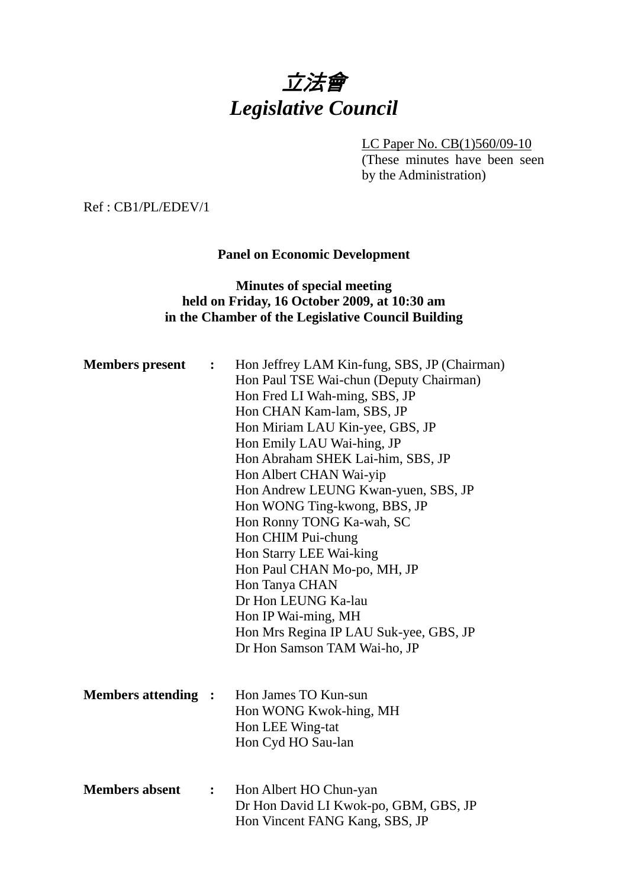# *立法會*
# *Legislative Council*

LC Paper No. CB(1)560/09-10
(These minutes have been seen by the Administration)

Ref : CB1/PL/EDEV/1

**Panel on Economic Development**

**Minutes of special meeting**
**held on Friday, 16 October 2009, at 10:30 am**
**in the Chamber of the Legislative Council Building**

**Members present :**
Hon Jeffrey LAM Kin-fung, SBS, JP (Chairman)
Hon Paul TSE Wai-chun (Deputy Chairman)
Hon Fred LI Wah-ming, SBS, JP
Hon CHAN Kam-lam, SBS, JP
Hon Miriam LAU Kin-yee, GBS, JP
Hon Emily LAU Wai-hing, JP
Hon Abraham SHEK Lai-him, SBS, JP
Hon Albert CHAN Wai-yip
Hon Andrew LEUNG Kwan-yuen, SBS, JP
Hon WONG Ting-kwong, BBS, JP
Hon Ronny TONG Ka-wah, SC
Hon CHIM Pui-chung
Hon Starry LEE Wai-king
Hon Paul CHAN Mo-po, MH, JP
Hon Tanya CHAN
Dr Hon LEUNG Ka-lau
Hon IP Wai-ming, MH
Hon Mrs Regina IP LAU Suk-yee, GBS, JP
Dr Hon Samson TAM Wai-ho, JP

**Members attending :**
Hon James TO Kun-sun
Hon WONG Kwok-hing, MH
Hon LEE Wing-tat
Hon Cyd HO Sau-lan

**Members absent :**
Hon Albert HO Chun-yan
Dr Hon David LI Kwok-po, GBM, GBS, JP
Hon Vincent FANG Kang, SBS, JP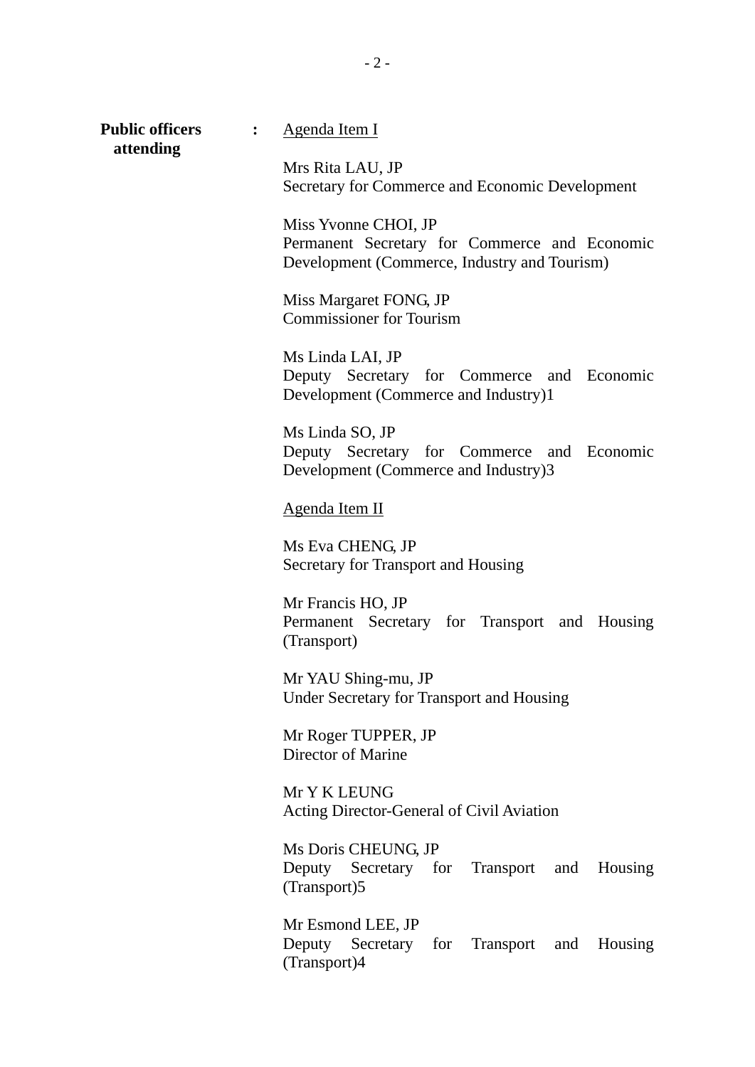**Public officers attending** :

<u>Agenda Item I</u>

Mrs Rita LAU, JP
Secretary for Commerce and Economic Development

Miss Yvonne CHOI, JP
Permanent Secretary for Commerce and Economic Development (Commerce, Industry and Tourism)

Miss Margaret FONG, JP
Commissioner for Tourism

Ms Linda LAI, JP
Deputy Secretary for Commerce and Economic Development (Commerce and Industry)1

Ms Linda SO, JP
Deputy Secretary for Commerce and Economic Development (Commerce and Industry)3

<u>Agenda Item II</u>

Ms Eva CHENG, JP
Secretary for Transport and Housing

Mr Francis HO, JP
Permanent Secretary for Transport and Housing (Transport)

Mr YAU Shing-mu, JP
Under Secretary for Transport and Housing

Mr Roger TUPPER, JP
Director of Marine

Mr Y K LEUNG
Acting Director-General of Civil Aviation

Ms Doris CHEUNG, JP
Deputy Secretary for Transport and Housing (Transport)5

Mr Esmond LEE, JP
Deputy Secretary for Transport and Housing (Transport)4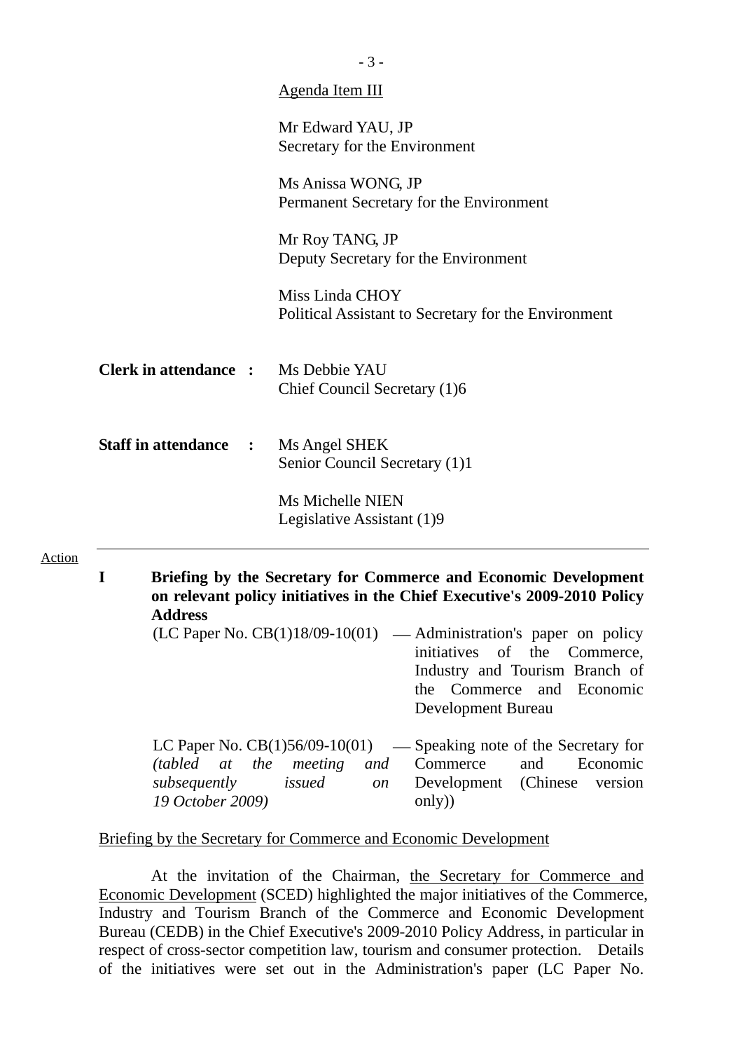Agenda Item III

Mr Edward YAU, JP
Secretary for the Environment

Ms Anissa WONG, JP
Permanent Secretary for the Environment

Mr Roy TANG, JP
Deputy Secretary for the Environment

Miss Linda CHOY
Political Assistant to Secretary for the Environment

**Clerk in attendance :** Ms Debbie YAU
Chief Council Secretary (1)6

**Staff in attendance :** Ms Angel SHEK
Senior Council Secretary (1)1

Ms Michelle NIEN
Legislative Assistant (1)9

---

Action

**I Briefing by the Secretary for Commerce and Economic Development on relevant policy initiatives in the Chief Executive's 2009-2010 Policy Address**

(LC Paper No. CB(1)18/09-10(01) — Administration's paper on policy initiatives of the Commerce, Industry and Tourism Branch of the Commerce and Economic Development Bureau

LC Paper No. CB(1)56/09-10(01) *(tabled at the meeting and subsequently issued on 19 October 2009)* — Speaking note of the Secretary for Commerce and Economic Development (Chinese version only))

Briefing by the Secretary for Commerce and Economic Development

At the invitation of the Chairman, the Secretary for Commerce and Economic Development (SCED) highlighted the major initiatives of the Commerce, Industry and Tourism Branch of the Commerce and Economic Development Bureau (CEDB) in the Chief Executive's 2009-2010 Policy Address, in particular in respect of cross-sector competition law, tourism and consumer protection. Details of the initiatives were set out in the Administration's paper (LC Paper No.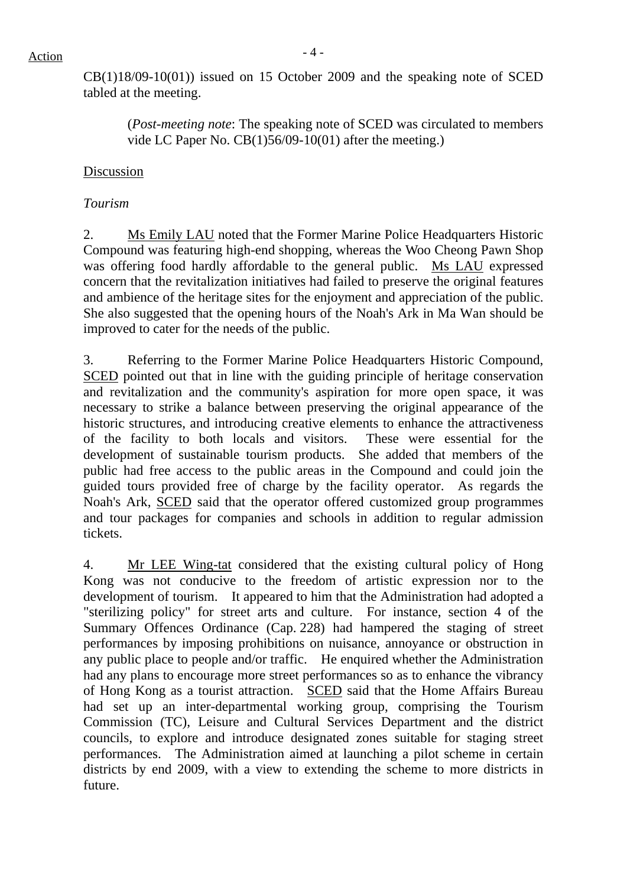CB(1)18/09-10(01)) issued on 15 October 2009 and the speaking note of SCED tabled at the meeting.

> (*Post-meeting note*: The speaking note of SCED was circulated to members vide LC Paper No. CB(1)56/09-10(01) after the meeting.)

Discussion

*Tourism*

2. Ms Emily LAU noted that the Former Marine Police Headquarters Historic Compound was featuring high-end shopping, whereas the Woo Cheong Pawn Shop was offering food hardly affordable to the general public. Ms LAU expressed concern that the revitalization initiatives had failed to preserve the original features and ambience of the heritage sites for the enjoyment and appreciation of the public. She also suggested that the opening hours of the Noah's Ark in Ma Wan should be improved to cater for the needs of the public.

3. Referring to the Former Marine Police Headquarters Historic Compound, SCED pointed out that in line with the guiding principle of heritage conservation and revitalization and the community's aspiration for more open space, it was necessary to strike a balance between preserving the original appearance of the historic structures, and introducing creative elements to enhance the attractiveness of the facility to both locals and visitors. These were essential for the development of sustainable tourism products. She added that members of the public had free access to the public areas in the Compound and could join the guided tours provided free of charge by the facility operator. As regards the Noah's Ark, SCED said that the operator offered customized group programmes and tour packages for companies and schools in addition to regular admission tickets.

4. Mr LEE Wing-tat considered that the existing cultural policy of Hong Kong was not conducive to the freedom of artistic expression nor to the development of tourism. It appeared to him that the Administration had adopted a "sterilizing policy" for street arts and culture. For instance, section 4 of the Summary Offences Ordinance (Cap. 228) had hampered the staging of street performances by imposing prohibitions on nuisance, annoyance or obstruction in any public place to people and/or traffic. He enquired whether the Administration had any plans to encourage more street performances so as to enhance the vibrancy of Hong Kong as a tourist attraction. SCED said that the Home Affairs Bureau had set up an inter-departmental working group, comprising the Tourism Commission (TC), Leisure and Cultural Services Department and the district councils, to explore and introduce designated zones suitable for staging street performances. The Administration aimed at launching a pilot scheme in certain districts by end 2009, with a view to extending the scheme to more districts in future.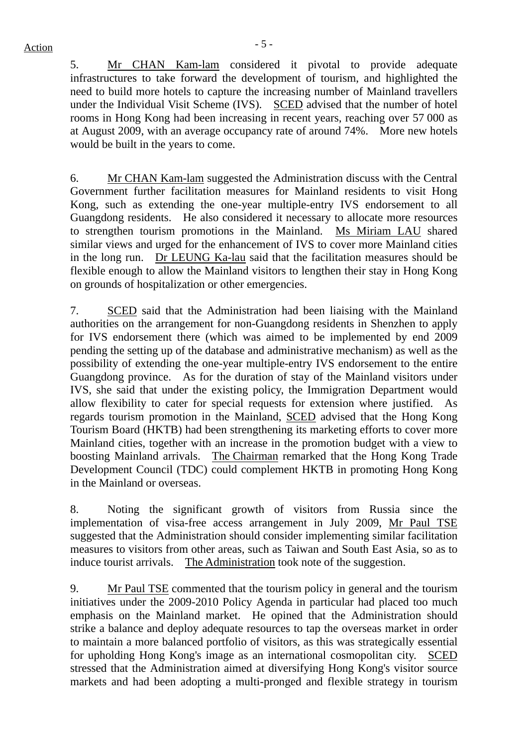Action

5. Mr CHAN Kam-lam considered it pivotal to provide adequate infrastructures to take forward the development of tourism, and highlighted the need to build more hotels to capture the increasing number of Mainland travellers under the Individual Visit Scheme (IVS). SCED advised that the number of hotel rooms in Hong Kong had been increasing in recent years, reaching over 57 000 as at August 2009, with an average occupancy rate of around 74%. More new hotels would be built in the years to come.

6. Mr CHAN Kam-lam suggested the Administration discuss with the Central Government further facilitation measures for Mainland residents to visit Hong Kong, such as extending the one-year multiple-entry IVS endorsement to all Guangdong residents. He also considered it necessary to allocate more resources to strengthen tourism promotions in the Mainland. Ms Miriam LAU shared similar views and urged for the enhancement of IVS to cover more Mainland cities in the long run. Dr LEUNG Ka-lau said that the facilitation measures should be flexible enough to allow the Mainland visitors to lengthen their stay in Hong Kong on grounds of hospitalization or other emergencies.

7. SCED said that the Administration had been liaising with the Mainland authorities on the arrangement for non-Guangdong residents in Shenzhen to apply for IVS endorsement there (which was aimed to be implemented by end 2009 pending the setting up of the database and administrative mechanism) as well as the possibility of extending the one-year multiple-entry IVS endorsement to the entire Guangdong province. As for the duration of stay of the Mainland visitors under IVS, she said that under the existing policy, the Immigration Department would allow flexibility to cater for special requests for extension where justified. As regards tourism promotion in the Mainland, SCED advised that the Hong Kong Tourism Board (HKTB) had been strengthening its marketing efforts to cover more Mainland cities, together with an increase in the promotion budget with a view to boosting Mainland arrivals. The Chairman remarked that the Hong Kong Trade Development Council (TDC) could complement HKTB in promoting Hong Kong in the Mainland or overseas.

8. Noting the significant growth of visitors from Russia since the implementation of visa-free access arrangement in July 2009, Mr Paul TSE suggested that the Administration should consider implementing similar facilitation measures to visitors from other areas, such as Taiwan and South East Asia, so as to induce tourist arrivals. The Administration took note of the suggestion.

9. Mr Paul TSE commented that the tourism policy in general and the tourism initiatives under the 2009-2010 Policy Agenda in particular had placed too much emphasis on the Mainland market. He opined that the Administration should strike a balance and deploy adequate resources to tap the overseas market in order to maintain a more balanced portfolio of visitors, as this was strategically essential for upholding Hong Kong's image as an international cosmopolitan city. SCED stressed that the Administration aimed at diversifying Hong Kong's visitor source markets and had been adopting a multi-pronged and flexible strategy in tourism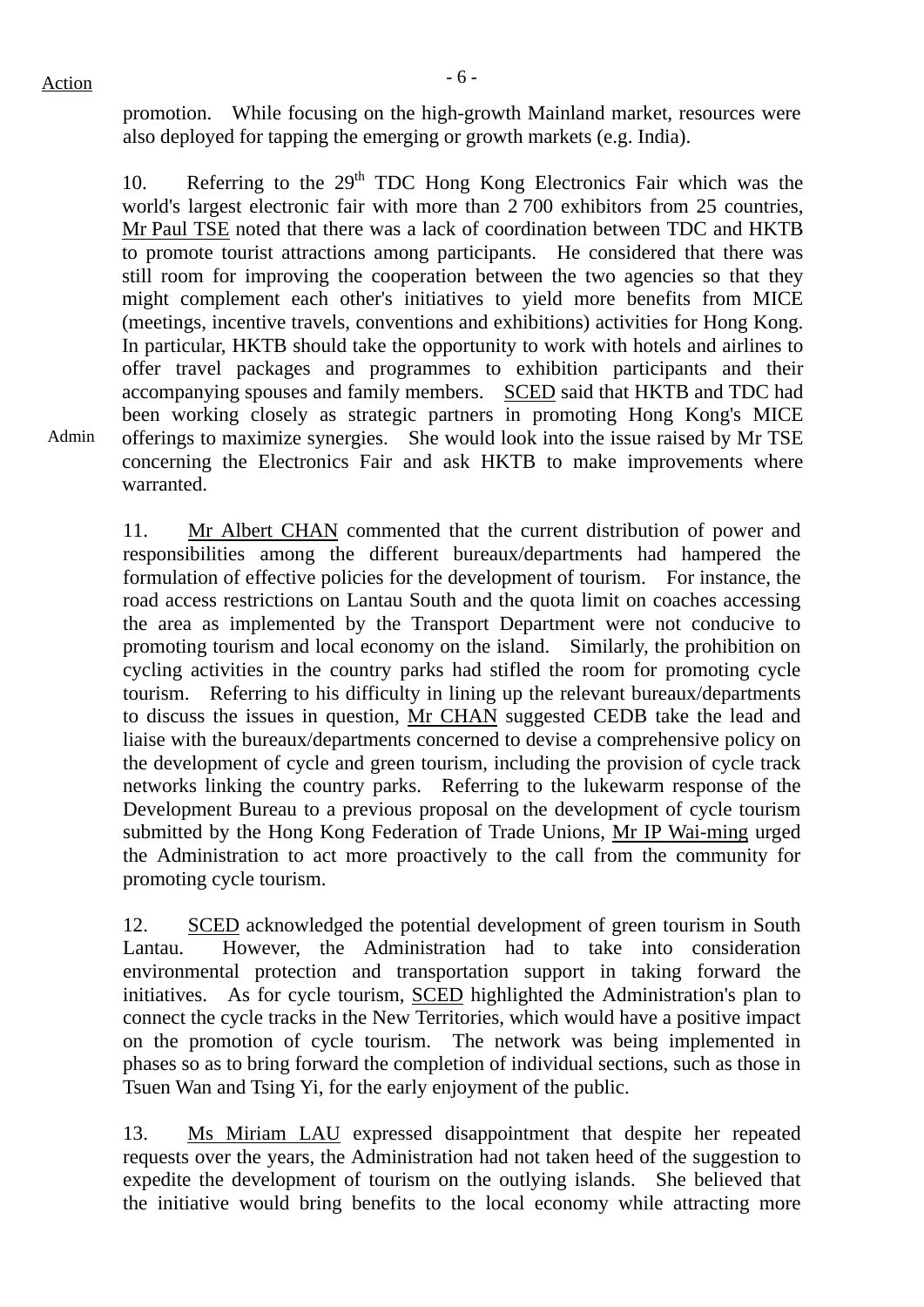Action

promotion. While focusing on the high-growth Mainland market, resources were also deployed for tapping the emerging or growth markets (e.g. India).

10. Referring to the 29th TDC Hong Kong Electronics Fair which was the world's largest electronic fair with more than 2 700 exhibitors from 25 countries, Mr Paul TSE noted that there was a lack of coordination between TDC and HKTB to promote tourist attractions among participants. He considered that there was still room for improving the cooperation between the two agencies so that they might complement each other's initiatives to yield more benefits from MICE (meetings, incentive travels, conventions and exhibitions) activities for Hong Kong. In particular, HKTB should take the opportunity to work with hotels and airlines to offer travel packages and programmes to exhibition participants and their accompanying spouses and family members. SCED said that HKTB and TDC had been working closely as strategic partners in promoting Hong Kong's MICE offerings to maximize synergies. She would look into the issue raised by Mr TSE concerning the Electronics Fair and ask HKTB to make improvements where warranted.

Admin

11. Mr Albert CHAN commented that the current distribution of power and responsibilities among the different bureaux/departments had hampered the formulation of effective policies for the development of tourism. For instance, the road access restrictions on Lantau South and the quota limit on coaches accessing the area as implemented by the Transport Department were not conducive to promoting tourism and local economy on the island. Similarly, the prohibition on cycling activities in the country parks had stifled the room for promoting cycle tourism. Referring to his difficulty in lining up the relevant bureaux/departments to discuss the issues in question, Mr CHAN suggested CEDB take the lead and liaise with the bureaux/departments concerned to devise a comprehensive policy on the development of cycle and green tourism, including the provision of cycle track networks linking the country parks. Referring to the lukewarm response of the Development Bureau to a previous proposal on the development of cycle tourism submitted by the Hong Kong Federation of Trade Unions, Mr IP Wai-ming urged the Administration to act more proactively to the call from the community for promoting cycle tourism.

12. SCED acknowledged the potential development of green tourism in South Lantau. However, the Administration had to take into consideration environmental protection and transportation support in taking forward the initiatives. As for cycle tourism, SCED highlighted the Administration's plan to connect the cycle tracks in the New Territories, which would have a positive impact on the promotion of cycle tourism. The network was being implemented in phases so as to bring forward the completion of individual sections, such as those in Tsuen Wan and Tsing Yi, for the early enjoyment of the public.

13. Ms Miriam LAU expressed disappointment that despite her repeated requests over the years, the Administration had not taken heed of the suggestion to expedite the development of tourism on the outlying islands. She believed that the initiative would bring benefits to the local economy while attracting more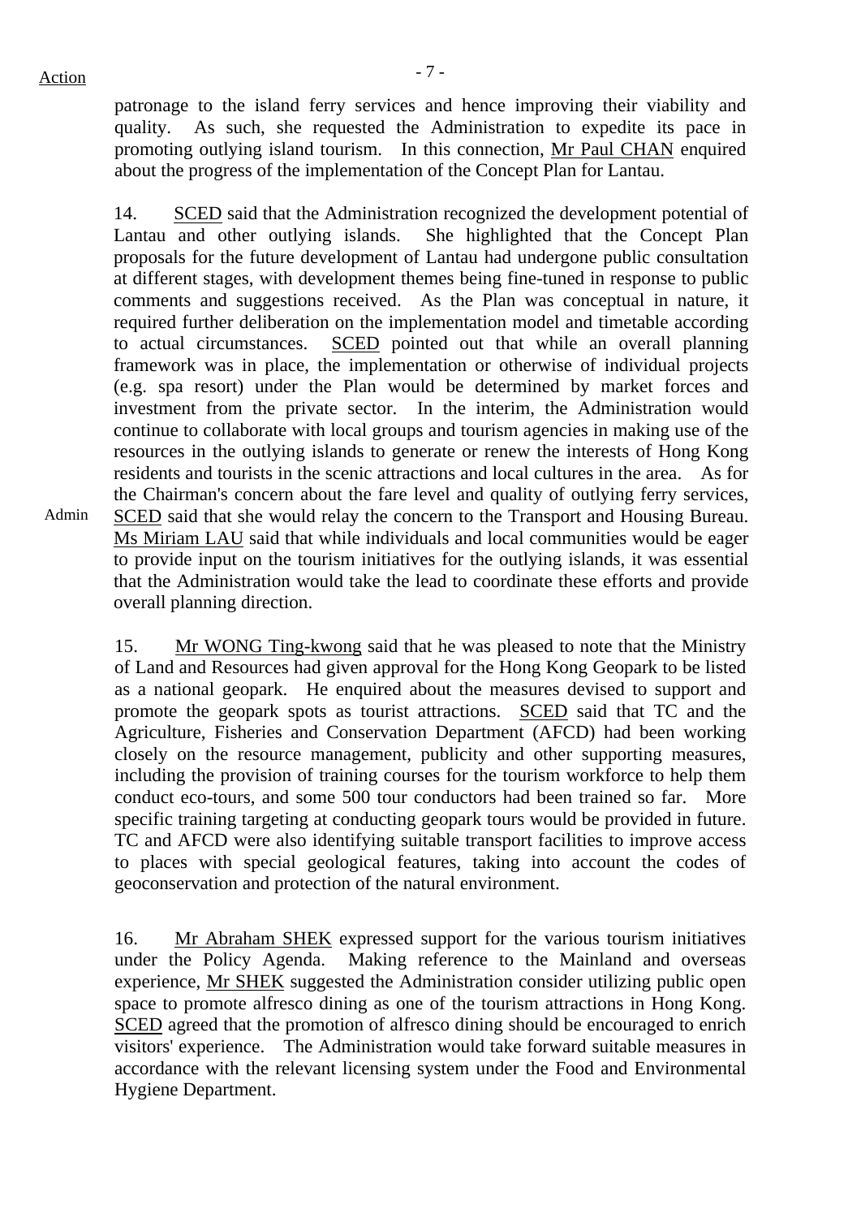patronage to the island ferry services and hence improving their viability and quality. As such, she requested the Administration to expedite its pace in promoting outlying island tourism. In this connection, Mr Paul CHAN enquired about the progress of the implementation of the Concept Plan for Lantau.

14. SCED said that the Administration recognized the development potential of Lantau and other outlying islands. She highlighted that the Concept Plan proposals for the future development of Lantau had undergone public consultation at different stages, with development themes being fine-tuned in response to public comments and suggestions received. As the Plan was conceptual in nature, it required further deliberation on the implementation model and timetable according to actual circumstances. SCED pointed out that while an overall planning framework was in place, the implementation or otherwise of individual projects (e.g. spa resort) under the Plan would be determined by market forces and investment from the private sector. In the interim, the Administration would continue to collaborate with local groups and tourism agencies in making use of the resources in the outlying islands to generate or renew the interests of Hong Kong residents and tourists in the scenic attractions and local cultures in the area. As for the Chairman's concern about the fare level and quality of outlying ferry services, SCED said that she would relay the concern to the Transport and Housing Bureau. Ms Miriam LAU said that while individuals and local communities would be eager to provide input on the tourism initiatives for the outlying islands, it was essential that the Administration would take the lead to coordinate these efforts and provide overall planning direction.

Admin

15. Mr WONG Ting-kwong said that he was pleased to note that the Ministry of Land and Resources had given approval for the Hong Kong Geopark to be listed as a national geopark. He enquired about the measures devised to support and promote the geopark spots as tourist attractions. SCED said that TC and the Agriculture, Fisheries and Conservation Department (AFCD) had been working closely on the resource management, publicity and other supporting measures, including the provision of training courses for the tourism workforce to help them conduct eco-tours, and some 500 tour conductors had been trained so far. More specific training targeting at conducting geopark tours would be provided in future. TC and AFCD were also identifying suitable transport facilities to improve access to places with special geological features, taking into account the codes of geoconservation and protection of the natural environment.

16. Mr Abraham SHEK expressed support for the various tourism initiatives under the Policy Agenda. Making reference to the Mainland and overseas experience, Mr SHEK suggested the Administration consider utilizing public open space to promote alfresco dining as one of the tourism attractions in Hong Kong. SCED agreed that the promotion of alfresco dining should be encouraged to enrich visitors' experience. The Administration would take forward suitable measures in accordance with the relevant licensing system under the Food and Environmental Hygiene Department.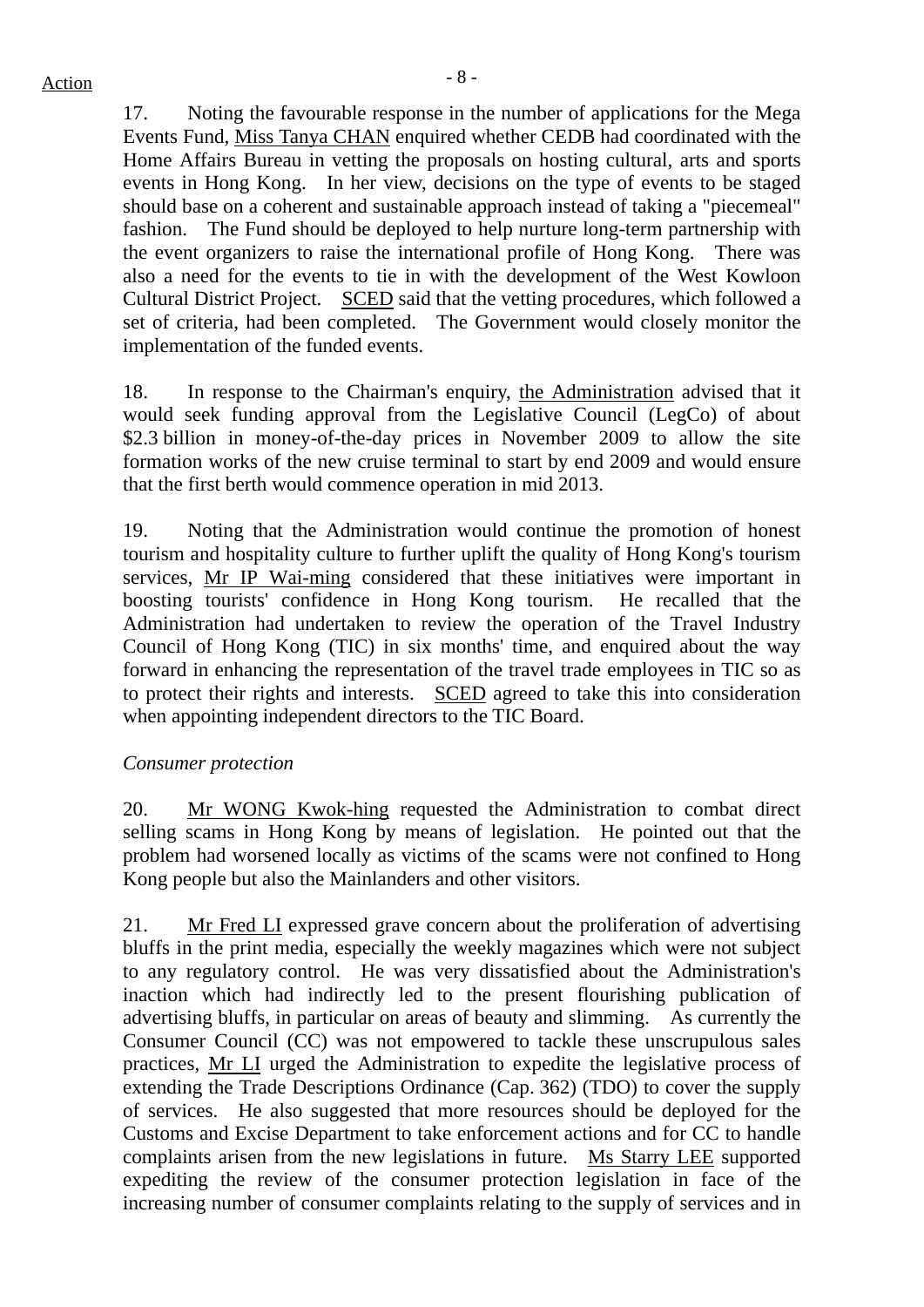17. Noting the favourable response in the number of applications for the Mega Events Fund, Miss Tanya CHAN enquired whether CEDB had coordinated with the Home Affairs Bureau in vetting the proposals on hosting cultural, arts and sports events in Hong Kong. In her view, decisions on the type of events to be staged should base on a coherent and sustainable approach instead of taking a "piecemeal" fashion. The Fund should be deployed to help nurture long-term partnership with the event organizers to raise the international profile of Hong Kong. There was also a need for the events to tie in with the development of the West Kowloon Cultural District Project. SCED said that the vetting procedures, which followed a set of criteria, had been completed. The Government would closely monitor the implementation of the funded events.

18. In response to the Chairman's enquiry, the Administration advised that it would seek funding approval from the Legislative Council (LegCo) of about \$2.3 billion in money-of-the-day prices in November 2009 to allow the site formation works of the new cruise terminal to start by end 2009 and would ensure that the first berth would commence operation in mid 2013.

19. Noting that the Administration would continue the promotion of honest tourism and hospitality culture to further uplift the quality of Hong Kong's tourism services, Mr IP Wai-ming considered that these initiatives were important in boosting tourists' confidence in Hong Kong tourism. He recalled that the Administration had undertaken to review the operation of the Travel Industry Council of Hong Kong (TIC) in six months' time, and enquired about the way forward in enhancing the representation of the travel trade employees in TIC so as to protect their rights and interests. SCED agreed to take this into consideration when appointing independent directors to the TIC Board.

*Consumer protection*

20. Mr WONG Kwok-hing requested the Administration to combat direct selling scams in Hong Kong by means of legislation. He pointed out that the problem had worsened locally as victims of the scams were not confined to Hong Kong people but also the Mainlanders and other visitors.

21. Mr Fred LI expressed grave concern about the proliferation of advertising bluffs in the print media, especially the weekly magazines which were not subject to any regulatory control. He was very dissatisfied about the Administration's inaction which had indirectly led to the present flourishing publication of advertising bluffs, in particular on areas of beauty and slimming. As currently the Consumer Council (CC) was not empowered to tackle these unscrupulous sales practices, Mr LI urged the Administration to expedite the legislative process of extending the Trade Descriptions Ordinance (Cap. 362) (TDO) to cover the supply of services. He also suggested that more resources should be deployed for the Customs and Excise Department to take enforcement actions and for CC to handle complaints arisen from the new legislations in future. Ms Starry LEE supported expediting the review of the consumer protection legislation in face of the increasing number of consumer complaints relating to the supply of services and in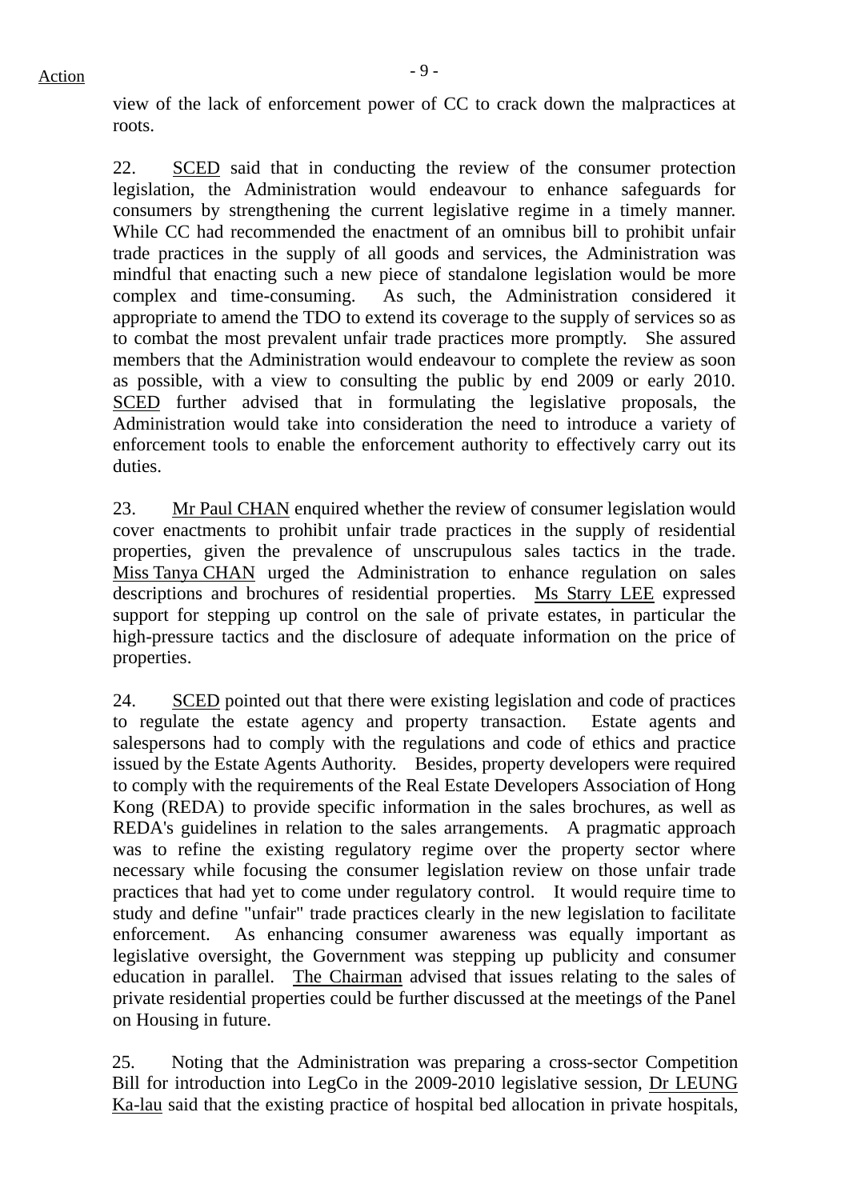view of the lack of enforcement power of CC to crack down the malpractices at roots.

22. SCED said that in conducting the review of the consumer protection legislation, the Administration would endeavour to enhance safeguards for consumers by strengthening the current legislative regime in a timely manner. While CC had recommended the enactment of an omnibus bill to prohibit unfair trade practices in the supply of all goods and services, the Administration was mindful that enacting such a new piece of standalone legislation would be more complex and time-consuming. As such, the Administration considered it appropriate to amend the TDO to extend its coverage to the supply of services so as to combat the most prevalent unfair trade practices more promptly. She assured members that the Administration would endeavour to complete the review as soon as possible, with a view to consulting the public by end 2009 or early 2010. SCED further advised that in formulating the legislative proposals, the Administration would take into consideration the need to introduce a variety of enforcement tools to enable the enforcement authority to effectively carry out its duties.

23. Mr Paul CHAN enquired whether the review of consumer legislation would cover enactments to prohibit unfair trade practices in the supply of residential properties, given the prevalence of unscrupulous sales tactics in the trade. Miss Tanya CHAN urged the Administration to enhance regulation on sales descriptions and brochures of residential properties. Ms Starry LEE expressed support for stepping up control on the sale of private estates, in particular the high-pressure tactics and the disclosure of adequate information on the price of properties.

24. SCED pointed out that there were existing legislation and code of practices to regulate the estate agency and property transaction. Estate agents and salespersons had to comply with the regulations and code of ethics and practice issued by the Estate Agents Authority. Besides, property developers were required to comply with the requirements of the Real Estate Developers Association of Hong Kong (REDA) to provide specific information in the sales brochures, as well as REDA's guidelines in relation to the sales arrangements. A pragmatic approach was to refine the existing regulatory regime over the property sector where necessary while focusing the consumer legislation review on those unfair trade practices that had yet to come under regulatory control. It would require time to study and define "unfair" trade practices clearly in the new legislation to facilitate enforcement. As enhancing consumer awareness was equally important as legislative oversight, the Government was stepping up publicity and consumer education in parallel. The Chairman advised that issues relating to the sales of private residential properties could be further discussed at the meetings of the Panel on Housing in future.

25. Noting that the Administration was preparing a cross-sector Competition Bill for introduction into LegCo in the 2009-2010 legislative session, Dr LEUNG Ka-lau said that the existing practice of hospital bed allocation in private hospitals,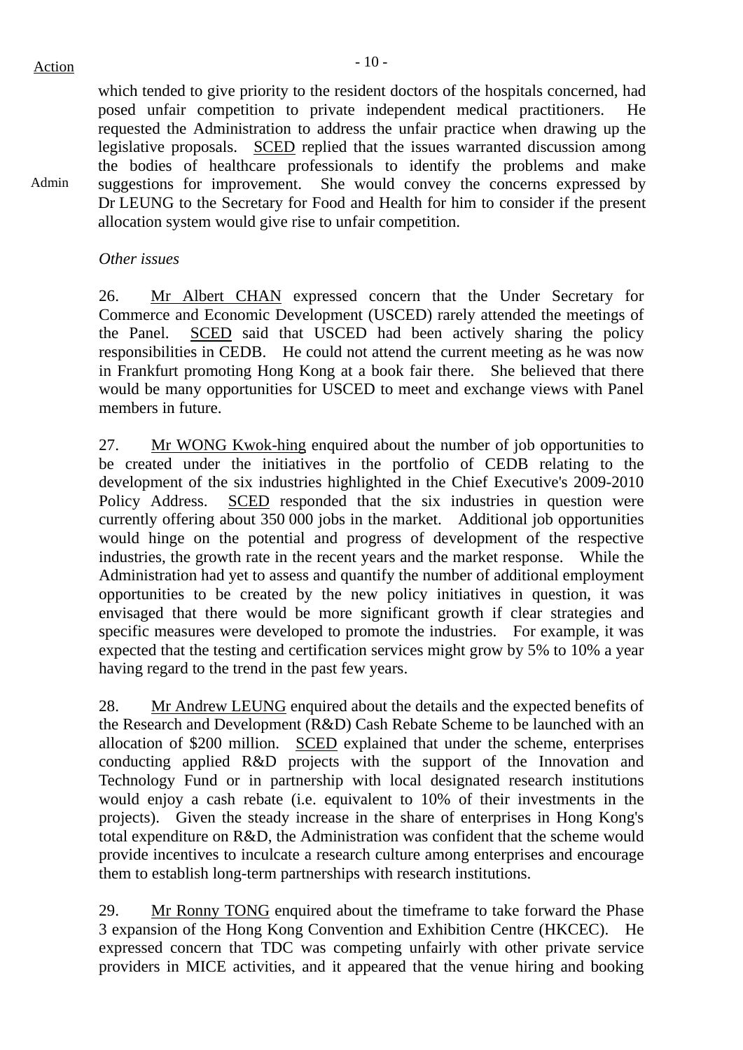which tended to give priority to the resident doctors of the hospitals concerned, had posed unfair competition to private independent medical practitioners. He requested the Administration to address the unfair practice when drawing up the legislative proposals. SCED replied that the issues warranted discussion among the bodies of healthcare professionals to identify the problems and make suggestions for improvement. She would convey the concerns expressed by Dr LEUNG to the Secretary for Food and Health for him to consider if the present allocation system would give rise to unfair competition.

Admin

*Other issues*

26. Mr Albert CHAN expressed concern that the Under Secretary for Commerce and Economic Development (USCED) rarely attended the meetings of the Panel. SCED said that USCED had been actively sharing the policy responsibilities in CEDB. He could not attend the current meeting as he was now in Frankfurt promoting Hong Kong at a book fair there. She believed that there would be many opportunities for USCED to meet and exchange views with Panel members in future.

27. Mr WONG Kwok-hing enquired about the number of job opportunities to be created under the initiatives in the portfolio of CEDB relating to the development of the six industries highlighted in the Chief Executive's 2009-2010 Policy Address. SCED responded that the six industries in question were currently offering about 350 000 jobs in the market. Additional job opportunities would hinge on the potential and progress of development of the respective industries, the growth rate in the recent years and the market response. While the Administration had yet to assess and quantify the number of additional employment opportunities to be created by the new policy initiatives in question, it was envisaged that there would be more significant growth if clear strategies and specific measures were developed to promote the industries. For example, it was expected that the testing and certification services might grow by 5% to 10% a year having regard to the trend in the past few years.

28. Mr Andrew LEUNG enquired about the details and the expected benefits of the Research and Development (R&D) Cash Rebate Scheme to be launched with an allocation of $200 million. SCED explained that under the scheme, enterprises conducting applied R&D projects with the support of the Innovation and Technology Fund or in partnership with local designated research institutions would enjoy a cash rebate (i.e. equivalent to 10% of their investments in the projects). Given the steady increase in the share of enterprises in Hong Kong's total expenditure on R&D, the Administration was confident that the scheme would provide incentives to inculcate a research culture among enterprises and encourage them to establish long-term partnerships with research institutions.

29. Mr Ronny TONG enquired about the timeframe to take forward the Phase 3 expansion of the Hong Kong Convention and Exhibition Centre (HKCEC). He expressed concern that TDC was competing unfairly with other private service providers in MICE activities, and it appeared that the venue hiring and booking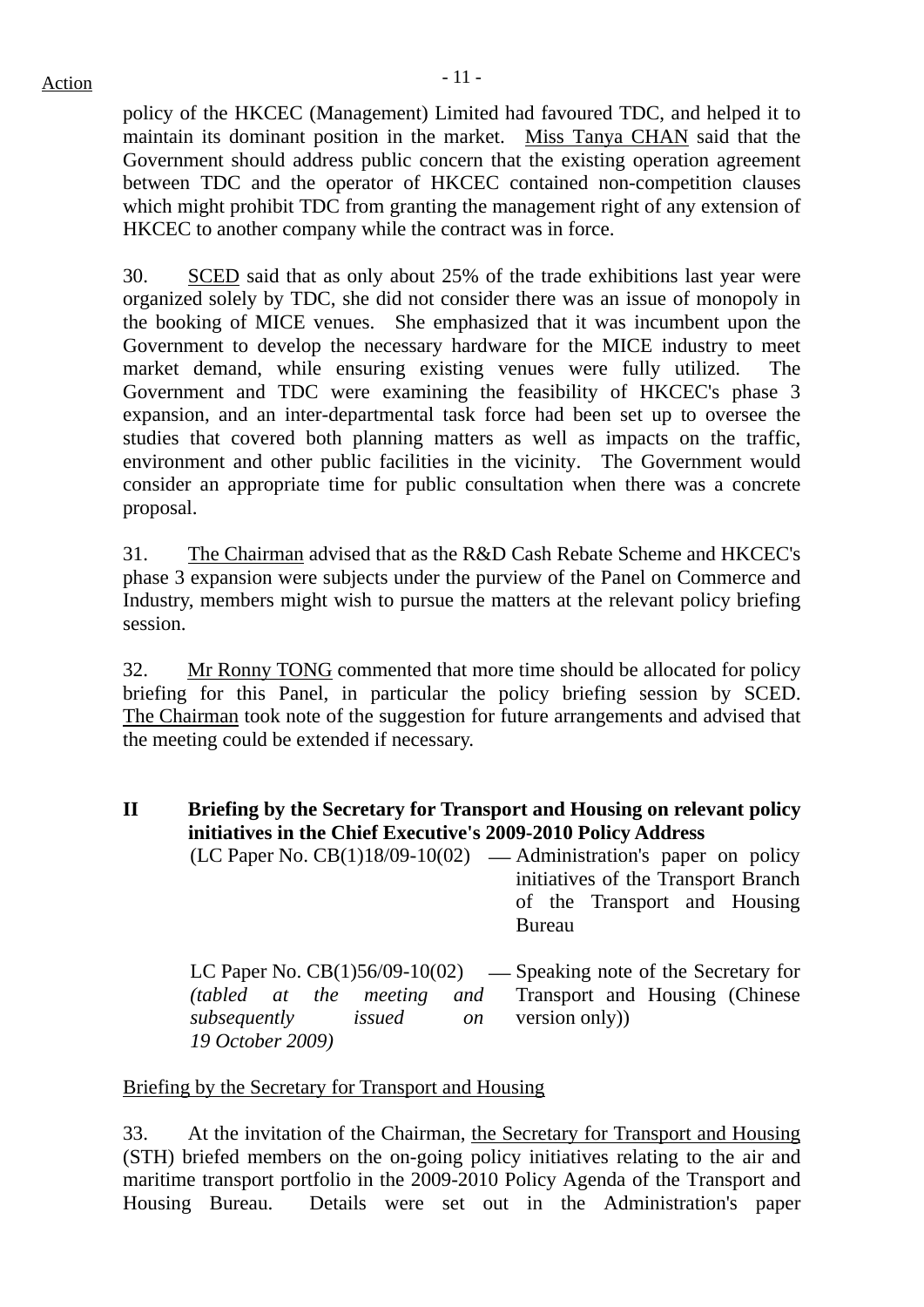policy of the HKCEC (Management) Limited had favoured TDC, and helped it to maintain its dominant position in the market. Miss Tanya CHAN said that the Government should address public concern that the existing operation agreement between TDC and the operator of HKCEC contained non-competition clauses which might prohibit TDC from granting the management right of any extension of HKCEC to another company while the contract was in force.

30. SCED said that as only about 25% of the trade exhibitions last year were organized solely by TDC, she did not consider there was an issue of monopoly in the booking of MICE venues. She emphasized that it was incumbent upon the Government to develop the necessary hardware for the MICE industry to meet market demand, while ensuring existing venues were fully utilized. The Government and TDC were examining the feasibility of HKCEC's phase 3 expansion, and an inter-departmental task force had been set up to oversee the studies that covered both planning matters as well as impacts on the traffic, environment and other public facilities in the vicinity. The Government would consider an appropriate time for public consultation when there was a concrete proposal.

31. The Chairman advised that as the R&D Cash Rebate Scheme and HKCEC's phase 3 expansion were subjects under the purview of the Panel on Commerce and Industry, members might wish to pursue the matters at the relevant policy briefing session.

32. Mr Ronny TONG commented that more time should be allocated for policy briefing for this Panel, in particular the policy briefing session by SCED. The Chairman took note of the suggestion for future arrangements and advised that the meeting could be extended if necessary.

## II Briefing by the Secretary for Transport and Housing on relevant policy initiatives in the Chief Executive's 2009-2010 Policy Address

(LC Paper No. CB(1)18/09-10(02) — Administration's paper on policy initiatives of the Transport Branch of the Transport and Housing Bureau

LC Paper No. CB(1)56/09-10(02) *(tabled at the meeting and subsequently issued on 19 October 2009)* — Speaking note of the Secretary for Transport and Housing (Chinese version only))

Briefing by the Secretary for Transport and Housing

33. At the invitation of the Chairman, the Secretary for Transport and Housing (STH) briefed members on the on-going policy initiatives relating to the air and maritime transport portfolio in the 2009-2010 Policy Agenda of the Transport and Housing Bureau. Details were set out in the Administration's paper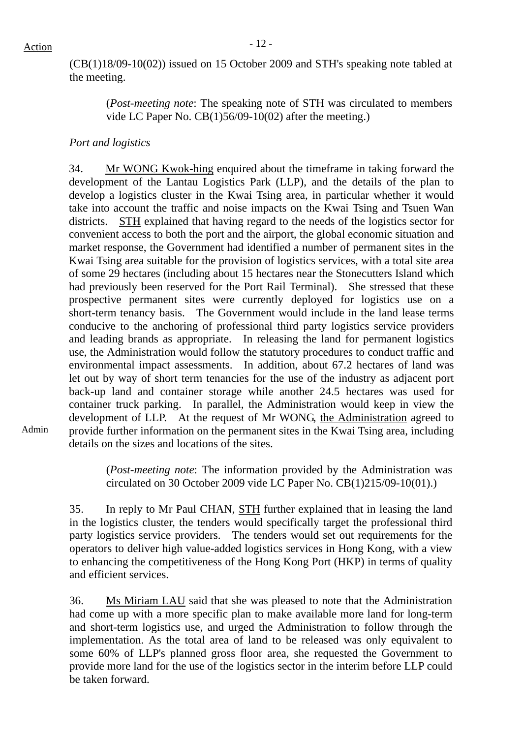(CB(1)18/09-10(02)) issued on 15 October 2009 and STH's speaking note tabled at the meeting.

> (*Post-meeting note*: The speaking note of STH was circulated to members vide LC Paper No. CB(1)56/09-10(02) after the meeting.)

*Port and logistics*

34. Mr WONG Kwok-hing enquired about the timeframe in taking forward the development of the Lantau Logistics Park (LLP), and the details of the plan to develop a logistics cluster in the Kwai Tsing area, in particular whether it would take into account the traffic and noise impacts on the Kwai Tsing and Tsuen Wan districts. STH explained that having regard to the needs of the logistics sector for convenient access to both the port and the airport, the global economic situation and market response, the Government had identified a number of permanent sites in the Kwai Tsing area suitable for the provision of logistics services, with a total site area of some 29 hectares (including about 15 hectares near the Stonecutters Island which had previously been reserved for the Port Rail Terminal). She stressed that these prospective permanent sites were currently deployed for logistics use on a short-term tenancy basis. The Government would include in the land lease terms conducive to the anchoring of professional third party logistics service providers and leading brands as appropriate. In releasing the land for permanent logistics use, the Administration would follow the statutory procedures to conduct traffic and environmental impact assessments. In addition, about 67.2 hectares of land was let out by way of short term tenancies for the use of the industry as adjacent port back-up land and container storage while another 24.5 hectares was used for container truck parking. In parallel, the Administration would keep in view the development of LLP. At the request of Mr WONG, the Administration agreed to provide further information on the permanent sites in the Kwai Tsing area, including details on the sizes and locations of the sites.

Admin

> (*Post-meeting note*: The information provided by the Administration was circulated on 30 October 2009 vide LC Paper No. CB(1)215/09-10(01).)

35. In reply to Mr Paul CHAN, STH further explained that in leasing the land in the logistics cluster, the tenders would specifically target the professional third party logistics service providers. The tenders would set out requirements for the operators to deliver high value-added logistics services in Hong Kong, with a view to enhancing the competitiveness of the Hong Kong Port (HKP) in terms of quality and efficient services.

36. Ms Miriam LAU said that she was pleased to note that the Administration had come up with a more specific plan to make available more land for long-term and short-term logistics use, and urged the Administration to follow through the implementation. As the total area of land to be released was only equivalent to some 60% of LLP's planned gross floor area, she requested the Government to provide more land for the use of the logistics sector in the interim before LLP could be taken forward.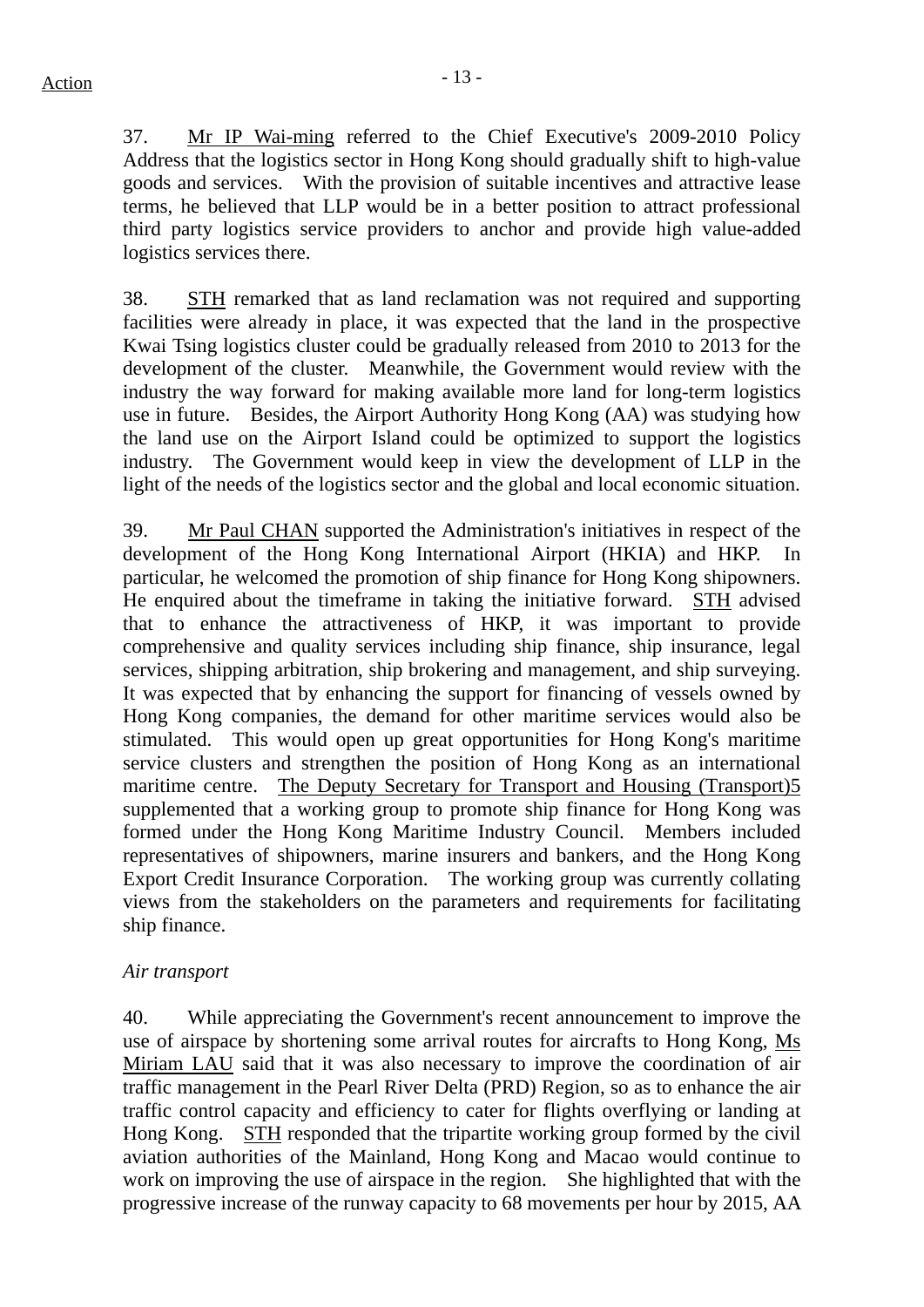Action

37. Mr IP Wai-ming referred to the Chief Executive's 2009-2010 Policy Address that the logistics sector in Hong Kong should gradually shift to high-value goods and services. With the provision of suitable incentives and attractive lease terms, he believed that LLP would be in a better position to attract professional third party logistics service providers to anchor and provide high value-added logistics services there.

38. STH remarked that as land reclamation was not required and supporting facilities were already in place, it was expected that the land in the prospective Kwai Tsing logistics cluster could be gradually released from 2010 to 2013 for the development of the cluster. Meanwhile, the Government would review with the industry the way forward for making available more land for long-term logistics use in future. Besides, the Airport Authority Hong Kong (AA) was studying how the land use on the Airport Island could be optimized to support the logistics industry. The Government would keep in view the development of LLP in the light of the needs of the logistics sector and the global and local economic situation.

39. Mr Paul CHAN supported the Administration's initiatives in respect of the development of the Hong Kong International Airport (HKIA) and HKP. In particular, he welcomed the promotion of ship finance for Hong Kong shipowners. He enquired about the timeframe in taking the initiative forward. STH advised that to enhance the attractiveness of HKP, it was important to provide comprehensive and quality services including ship finance, ship insurance, legal services, shipping arbitration, ship brokering and management, and ship surveying. It was expected that by enhancing the support for financing of vessels owned by Hong Kong companies, the demand for other maritime services would also be stimulated. This would open up great opportunities for Hong Kong's maritime service clusters and strengthen the position of Hong Kong as an international maritime centre. The Deputy Secretary for Transport and Housing (Transport)5 supplemented that a working group to promote ship finance for Hong Kong was formed under the Hong Kong Maritime Industry Council. Members included representatives of shipowners, marine insurers and bankers, and the Hong Kong Export Credit Insurance Corporation. The working group was currently collating views from the stakeholders on the parameters and requirements for facilitating ship finance.

*Air transport*

40. While appreciating the Government's recent announcement to improve the use of airspace by shortening some arrival routes for aircrafts to Hong Kong, Ms Miriam LAU said that it was also necessary to improve the coordination of air traffic management in the Pearl River Delta (PRD) Region, so as to enhance the air traffic control capacity and efficiency to cater for flights overflying or landing at Hong Kong. STH responded that the tripartite working group formed by the civil aviation authorities of the Mainland, Hong Kong and Macao would continue to work on improving the use of airspace in the region. She highlighted that with the progressive increase of the runway capacity to 68 movements per hour by 2015, AA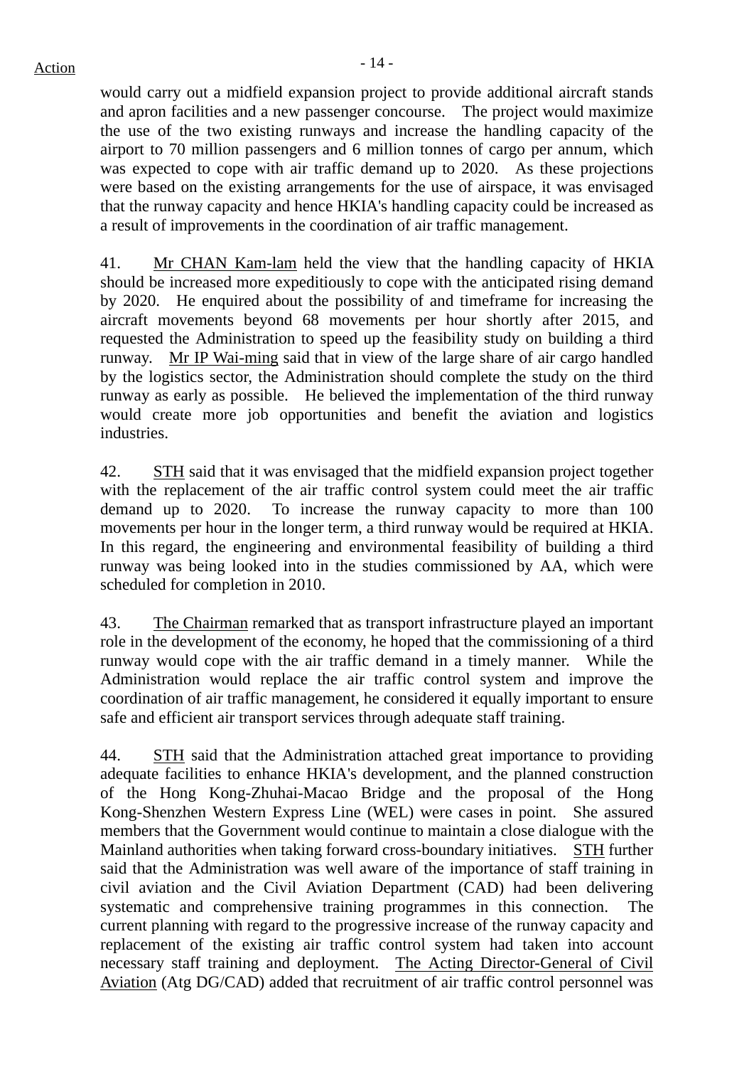would carry out a midfield expansion project to provide additional aircraft stands and apron facilities and a new passenger concourse. The project would maximize the use of the two existing runways and increase the handling capacity of the airport to 70 million passengers and 6 million tonnes of cargo per annum, which was expected to cope with air traffic demand up to 2020. As these projections were based on the existing arrangements for the use of airspace, it was envisaged that the runway capacity and hence HKIA's handling capacity could be increased as a result of improvements in the coordination of air traffic management.

41. Mr CHAN Kam-lam held the view that the handling capacity of HKIA should be increased more expeditiously to cope with the anticipated rising demand by 2020. He enquired about the possibility of and timeframe for increasing the aircraft movements beyond 68 movements per hour shortly after 2015, and requested the Administration to speed up the feasibility study on building a third runway. Mr IP Wai-ming said that in view of the large share of air cargo handled by the logistics sector, the Administration should complete the study on the third runway as early as possible. He believed the implementation of the third runway would create more job opportunities and benefit the aviation and logistics industries.

42. STH said that it was envisaged that the midfield expansion project together with the replacement of the air traffic control system could meet the air traffic demand up to 2020. To increase the runway capacity to more than 100 movements per hour in the longer term, a third runway would be required at HKIA. In this regard, the engineering and environmental feasibility of building a third runway was being looked into in the studies commissioned by AA, which were scheduled for completion in 2010.

43. The Chairman remarked that as transport infrastructure played an important role in the development of the economy, he hoped that the commissioning of a third runway would cope with the air traffic demand in a timely manner. While the Administration would replace the air traffic control system and improve the coordination of air traffic management, he considered it equally important to ensure safe and efficient air transport services through adequate staff training.

44. STH said that the Administration attached great importance to providing adequate facilities to enhance HKIA's development, and the planned construction of the Hong Kong-Zhuhai-Macao Bridge and the proposal of the Hong Kong-Shenzhen Western Express Line (WEL) were cases in point. She assured members that the Government would continue to maintain a close dialogue with the Mainland authorities when taking forward cross-boundary initiatives. STH further said that the Administration was well aware of the importance of staff training in civil aviation and the Civil Aviation Department (CAD) had been delivering systematic and comprehensive training programmes in this connection. The current planning with regard to the progressive increase of the runway capacity and replacement of the existing air traffic control system had taken into account necessary staff training and deployment. The Acting Director-General of Civil Aviation (Atg DG/CAD) added that recruitment of air traffic control personnel was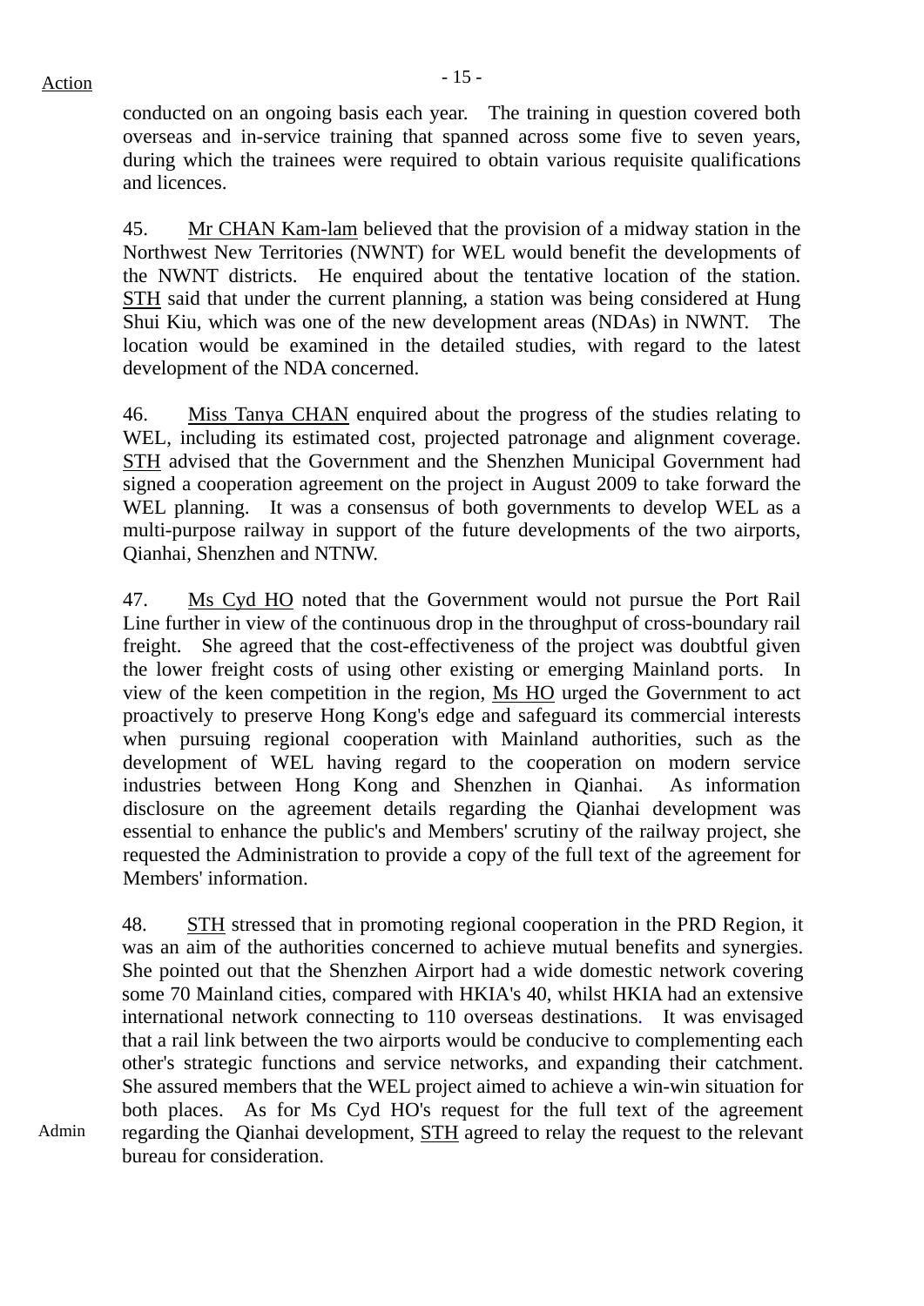conducted on an ongoing basis each year. The training in question covered both overseas and in-service training that spanned across some five to seven years, during which the trainees were required to obtain various requisite qualifications and licences.

45. Mr CHAN Kam-lam believed that the provision of a midway station in the Northwest New Territories (NWNT) for WEL would benefit the developments of the NWNT districts. He enquired about the tentative location of the station. STH said that under the current planning, a station was being considered at Hung Shui Kiu, which was one of the new development areas (NDAs) in NWNT. The location would be examined in the detailed studies, with regard to the latest development of the NDA concerned.

46. Miss Tanya CHAN enquired about the progress of the studies relating to WEL, including its estimated cost, projected patronage and alignment coverage. STH advised that the Government and the Shenzhen Municipal Government had signed a cooperation agreement on the project in August 2009 to take forward the WEL planning. It was a consensus of both governments to develop WEL as a multi-purpose railway in support of the future developments of the two airports, Qianhai, Shenzhen and NTNW.

47. Ms Cyd HO noted that the Government would not pursue the Port Rail Line further in view of the continuous drop in the throughput of cross-boundary rail freight. She agreed that the cost-effectiveness of the project was doubtful given the lower freight costs of using other existing or emerging Mainland ports. In view of the keen competition in the region, Ms HO urged the Government to act proactively to preserve Hong Kong's edge and safeguard its commercial interests when pursuing regional cooperation with Mainland authorities, such as the development of WEL having regard to the cooperation on modern service industries between Hong Kong and Shenzhen in Qianhai. As information disclosure on the agreement details regarding the Qianhai development was essential to enhance the public's and Members' scrutiny of the railway project, she requested the Administration to provide a copy of the full text of the agreement for Members' information.

48. STH stressed that in promoting regional cooperation in the PRD Region, it was an aim of the authorities concerned to achieve mutual benefits and synergies. She pointed out that the Shenzhen Airport had a wide domestic network covering some 70 Mainland cities, compared with HKIA's 40, whilst HKIA had an extensive international network connecting to 110 overseas destinations. It was envisaged that a rail link between the two airports would be conducive to complementing each other's strategic functions and service networks, and expanding their catchment. She assured members that the WEL project aimed to achieve a win-win situation for both places. As for Ms Cyd HO's request for the full text of the agreement regarding the Qianhai development, STH agreed to relay the request to the relevant bureau for consideration.

Admin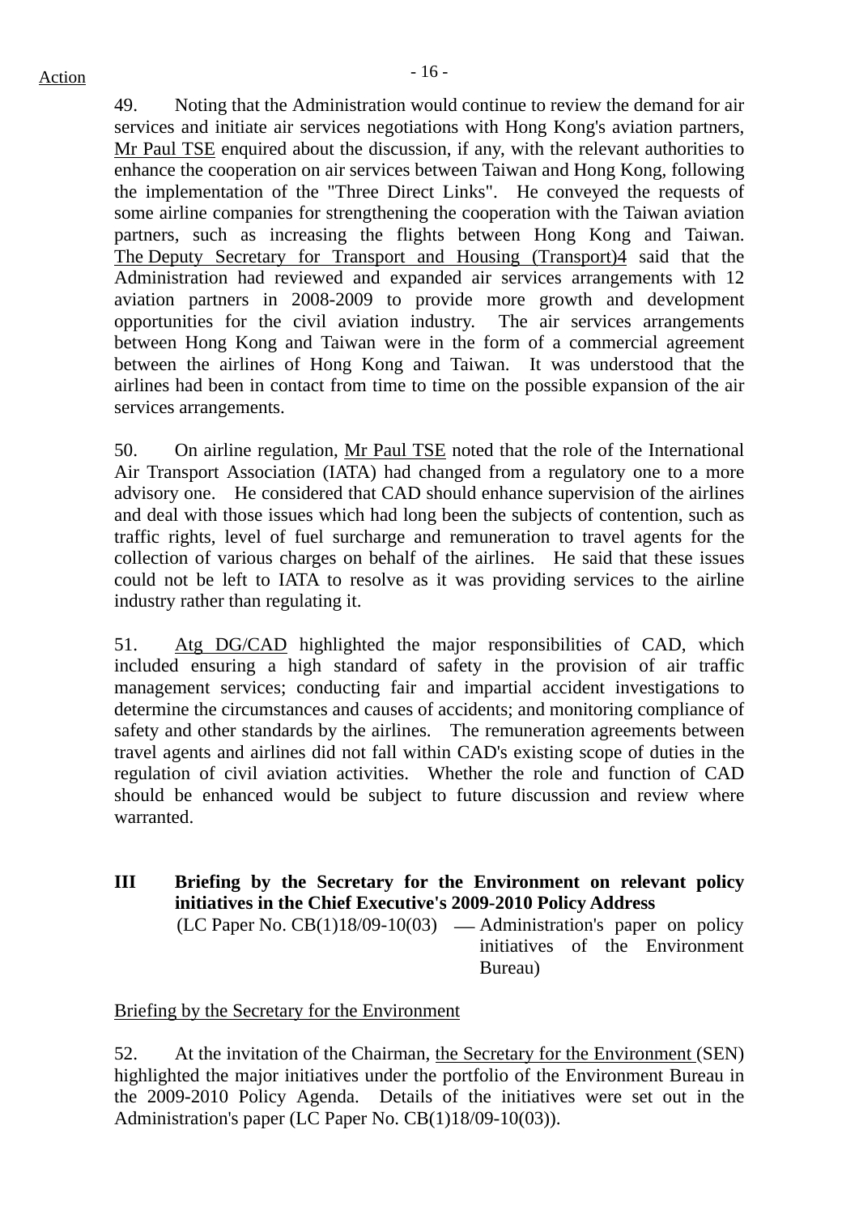49. Noting that the Administration would continue to review the demand for air services and initiate air services negotiations with Hong Kong's aviation partners, Mr Paul TSE enquired about the discussion, if any, with the relevant authorities to enhance the cooperation on air services between Taiwan and Hong Kong, following the implementation of the "Three Direct Links". He conveyed the requests of some airline companies for strengthening the cooperation with the Taiwan aviation partners, such as increasing the flights between Hong Kong and Taiwan. The Deputy Secretary for Transport and Housing (Transport)4 said that the Administration had reviewed and expanded air services arrangements with 12 aviation partners in 2008-2009 to provide more growth and development opportunities for the civil aviation industry. The air services arrangements between Hong Kong and Taiwan were in the form of a commercial agreement between the airlines of Hong Kong and Taiwan. It was understood that the airlines had been in contact from time to time on the possible expansion of the air services arrangements.

50. On airline regulation, Mr Paul TSE noted that the role of the International Air Transport Association (IATA) had changed from a regulatory one to a more advisory one. He considered that CAD should enhance supervision of the airlines and deal with those issues which had long been the subjects of contention, such as traffic rights, level of fuel surcharge and remuneration to travel agents for the collection of various charges on behalf of the airlines. He said that these issues could not be left to IATA to resolve as it was providing services to the airline industry rather than regulating it.

51. Atg DG/CAD highlighted the major responsibilities of CAD, which included ensuring a high standard of safety in the provision of air traffic management services; conducting fair and impartial accident investigations to determine the circumstances and causes of accidents; and monitoring compliance of safety and other standards by the airlines. The remuneration agreements between travel agents and airlines did not fall within CAD's existing scope of duties in the regulation of civil aviation activities. Whether the role and function of CAD should be enhanced would be subject to future discussion and review where warranted.

## III Briefing by the Secretary for the Environment on relevant policy initiatives in the Chief Executive's 2009-2010 Policy Address

(LC Paper No. CB(1)18/09-10(03) — Administration's paper on policy initiatives of the Environment Bureau)

Briefing by the Secretary for the Environment

52. At the invitation of the Chairman, the Secretary for the Environment (SEN) highlighted the major initiatives under the portfolio of the Environment Bureau in the 2009-2010 Policy Agenda. Details of the initiatives were set out in the Administration's paper (LC Paper No. CB(1)18/09-10(03)).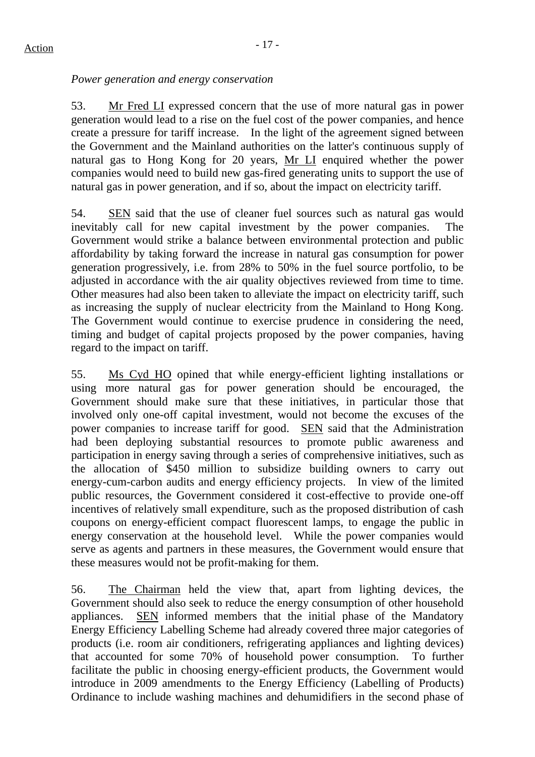*Power generation and energy conservation*

53. Mr Fred LI expressed concern that the use of more natural gas in power generation would lead to a rise on the fuel cost of the power companies, and hence create a pressure for tariff increase. In the light of the agreement signed between the Government and the Mainland authorities on the latter's continuous supply of natural gas to Hong Kong for 20 years, Mr LI enquired whether the power companies would need to build new gas-fired generating units to support the use of natural gas in power generation, and if so, about the impact on electricity tariff.

54. SEN said that the use of cleaner fuel sources such as natural gas would inevitably call for new capital investment by the power companies. The Government would strike a balance between environmental protection and public affordability by taking forward the increase in natural gas consumption for power generation progressively, i.e. from 28% to 50% in the fuel source portfolio, to be adjusted in accordance with the air quality objectives reviewed from time to time. Other measures had also been taken to alleviate the impact on electricity tariff, such as increasing the supply of nuclear electricity from the Mainland to Hong Kong. The Government would continue to exercise prudence in considering the need, timing and budget of capital projects proposed by the power companies, having regard to the impact on tariff.

55. Ms Cyd HO opined that while energy-efficient lighting installations or using more natural gas for power generation should be encouraged, the Government should make sure that these initiatives, in particular those that involved only one-off capital investment, would not become the excuses of the power companies to increase tariff for good. SEN said that the Administration had been deploying substantial resources to promote public awareness and participation in energy saving through a series of comprehensive initiatives, such as the allocation of $450 million to subsidize building owners to carry out energy-cum-carbon audits and energy efficiency projects. In view of the limited public resources, the Government considered it cost-effective to provide one-off incentives of relatively small expenditure, such as the proposed distribution of cash coupons on energy-efficient compact fluorescent lamps, to engage the public in energy conservation at the household level. While the power companies would serve as agents and partners in these measures, the Government would ensure that these measures would not be profit-making for them.

56. The Chairman held the view that, apart from lighting devices, the Government should also seek to reduce the energy consumption of other household appliances. SEN informed members that the initial phase of the Mandatory Energy Efficiency Labelling Scheme had already covered three major categories of products (i.e. room air conditioners, refrigerating appliances and lighting devices) that accounted for some 70% of household power consumption. To further facilitate the public in choosing energy-efficient products, the Government would introduce in 2009 amendments to the Energy Efficiency (Labelling of Products) Ordinance to include washing machines and dehumidifiers in the second phase of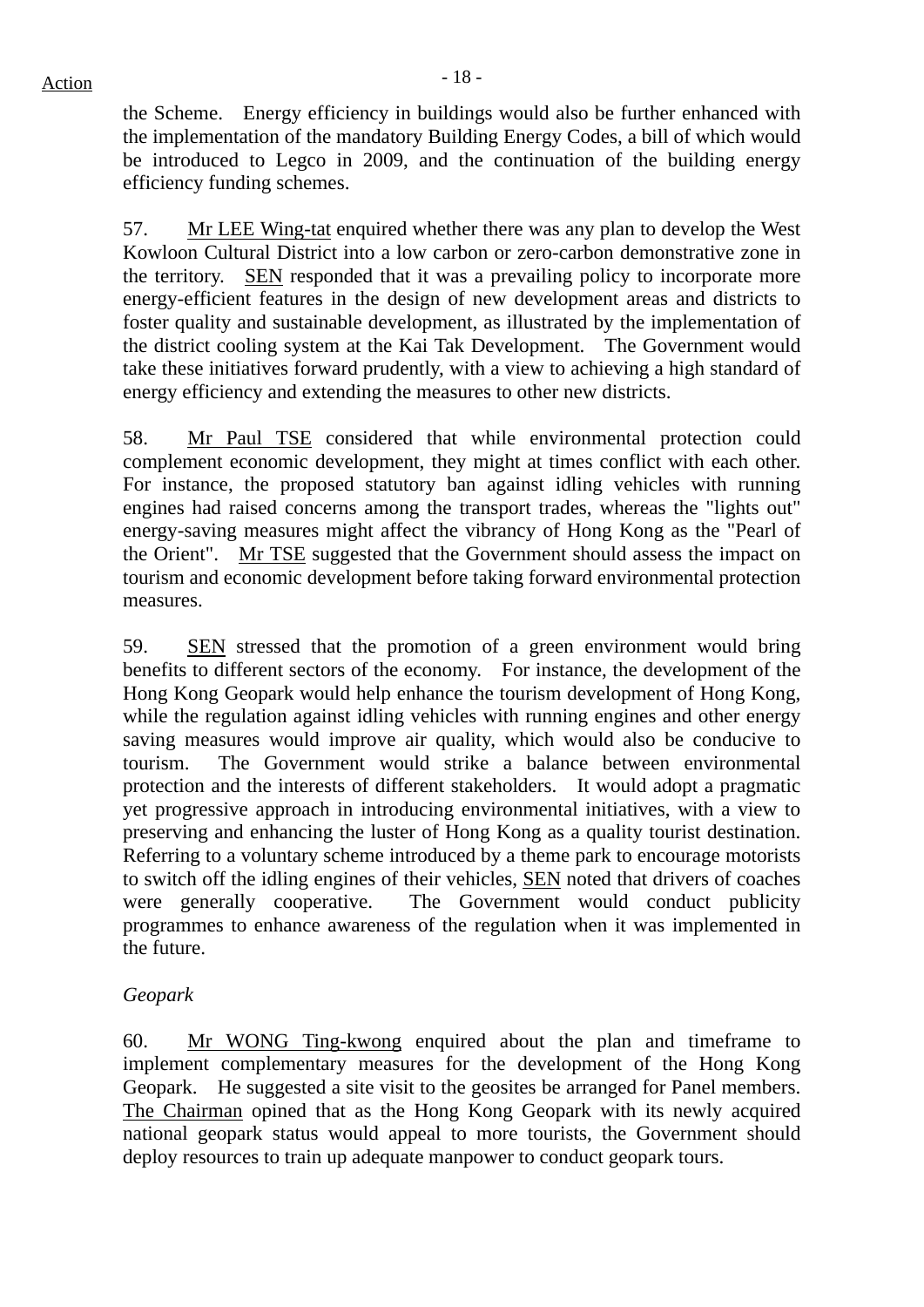the Scheme. Energy efficiency in buildings would also be further enhanced with the implementation of the mandatory Building Energy Codes, a bill of which would be introduced to Legco in 2009, and the continuation of the building energy efficiency funding schemes.

57. Mr LEE Wing-tat enquired whether there was any plan to develop the West Kowloon Cultural District into a low carbon or zero-carbon demonstrative zone in the territory. SEN responded that it was a prevailing policy to incorporate more energy-efficient features in the design of new development areas and districts to foster quality and sustainable development, as illustrated by the implementation of the district cooling system at the Kai Tak Development. The Government would take these initiatives forward prudently, with a view to achieving a high standard of energy efficiency and extending the measures to other new districts.

58. Mr Paul TSE considered that while environmental protection could complement economic development, they might at times conflict with each other. For instance, the proposed statutory ban against idling vehicles with running engines had raised concerns among the transport trades, whereas the "lights out" energy-saving measures might affect the vibrancy of Hong Kong as the "Pearl of the Orient". Mr TSE suggested that the Government should assess the impact on tourism and economic development before taking forward environmental protection measures.

59. SEN stressed that the promotion of a green environment would bring benefits to different sectors of the economy. For instance, the development of the Hong Kong Geopark would help enhance the tourism development of Hong Kong, while the regulation against idling vehicles with running engines and other energy saving measures would improve air quality, which would also be conducive to tourism. The Government would strike a balance between environmental protection and the interests of different stakeholders. It would adopt a pragmatic yet progressive approach in introducing environmental initiatives, with a view to preserving and enhancing the luster of Hong Kong as a quality tourist destination. Referring to a voluntary scheme introduced by a theme park to encourage motorists to switch off the idling engines of their vehicles, SEN noted that drivers of coaches were generally cooperative. The Government would conduct publicity programmes to enhance awareness of the regulation when it was implemented in the future.

*Geopark*

60. Mr WONG Ting-kwong enquired about the plan and timeframe to implement complementary measures for the development of the Hong Kong Geopark. He suggested a site visit to the geosites be arranged for Panel members. The Chairman opined that as the Hong Kong Geopark with its newly acquired national geopark status would appeal to more tourists, the Government should deploy resources to train up adequate manpower to conduct geopark tours.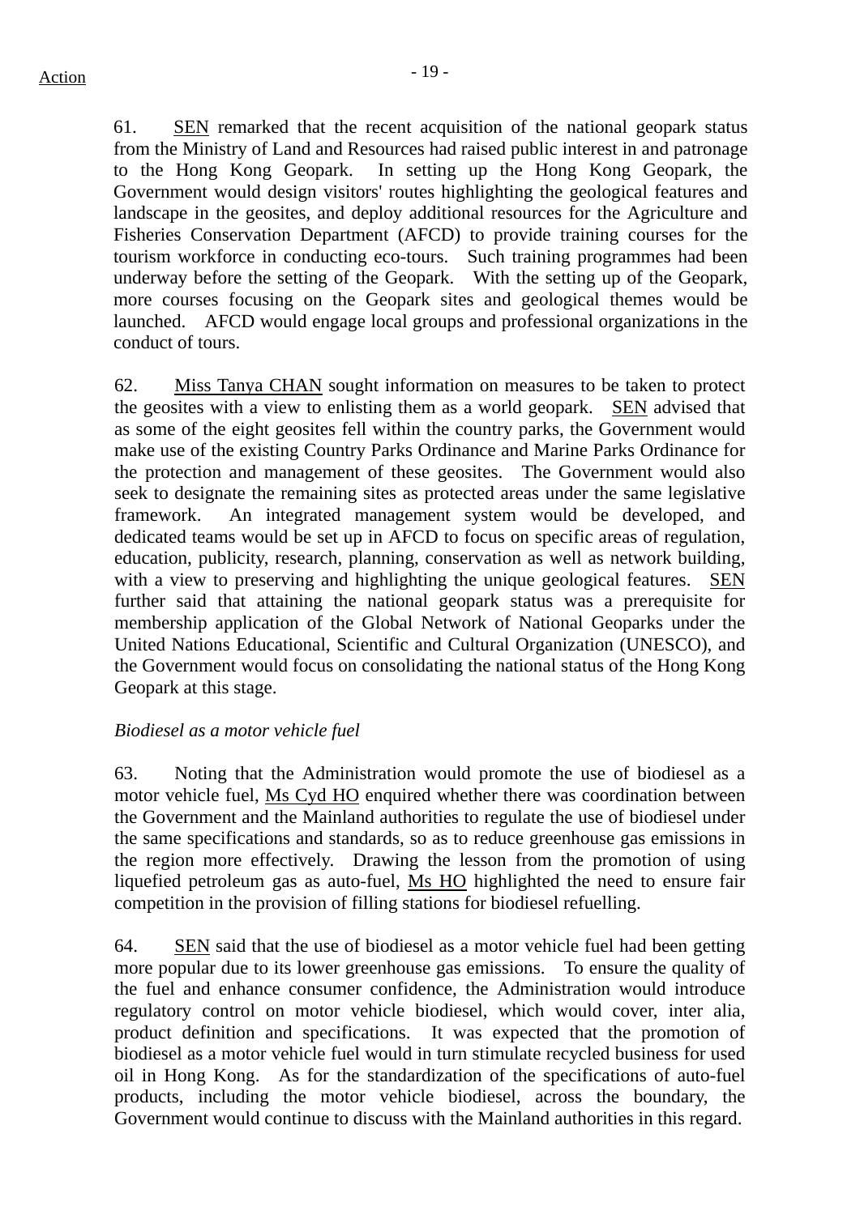61. SEN remarked that the recent acquisition of the national geopark status from the Ministry of Land and Resources had raised public interest in and patronage to the Hong Kong Geopark. In setting up the Hong Kong Geopark, the Government would design visitors' routes highlighting the geological features and landscape in the geosites, and deploy additional resources for the Agriculture and Fisheries Conservation Department (AFCD) to provide training courses for the tourism workforce in conducting eco-tours. Such training programmes had been underway before the setting of the Geopark. With the setting up of the Geopark, more courses focusing on the Geopark sites and geological themes would be launched. AFCD would engage local groups and professional organizations in the conduct of tours.

62. Miss Tanya CHAN sought information on measures to be taken to protect the geosites with a view to enlisting them as a world geopark. SEN advised that as some of the eight geosites fell within the country parks, the Government would make use of the existing Country Parks Ordinance and Marine Parks Ordinance for the protection and management of these geosites. The Government would also seek to designate the remaining sites as protected areas under the same legislative framework. An integrated management system would be developed, and dedicated teams would be set up in AFCD to focus on specific areas of regulation, education, publicity, research, planning, conservation as well as network building, with a view to preserving and highlighting the unique geological features. SEN further said that attaining the national geopark status was a prerequisite for membership application of the Global Network of National Geoparks under the United Nations Educational, Scientific and Cultural Organization (UNESCO), and the Government would focus on consolidating the national status of the Hong Kong Geopark at this stage.

*Biodiesel as a motor vehicle fuel*

63. Noting that the Administration would promote the use of biodiesel as a motor vehicle fuel, Ms Cyd HO enquired whether there was coordination between the Government and the Mainland authorities to regulate the use of biodiesel under the same specifications and standards, so as to reduce greenhouse gas emissions in the region more effectively. Drawing the lesson from the promotion of using liquefied petroleum gas as auto-fuel, Ms HO highlighted the need to ensure fair competition in the provision of filling stations for biodiesel refuelling.

64. SEN said that the use of biodiesel as a motor vehicle fuel had been getting more popular due to its lower greenhouse gas emissions. To ensure the quality of the fuel and enhance consumer confidence, the Administration would introduce regulatory control on motor vehicle biodiesel, which would cover, inter alia, product definition and specifications. It was expected that the promotion of biodiesel as a motor vehicle fuel would in turn stimulate recycled business for used oil in Hong Kong. As for the standardization of the specifications of auto-fuel products, including the motor vehicle biodiesel, across the boundary, the Government would continue to discuss with the Mainland authorities in this regard.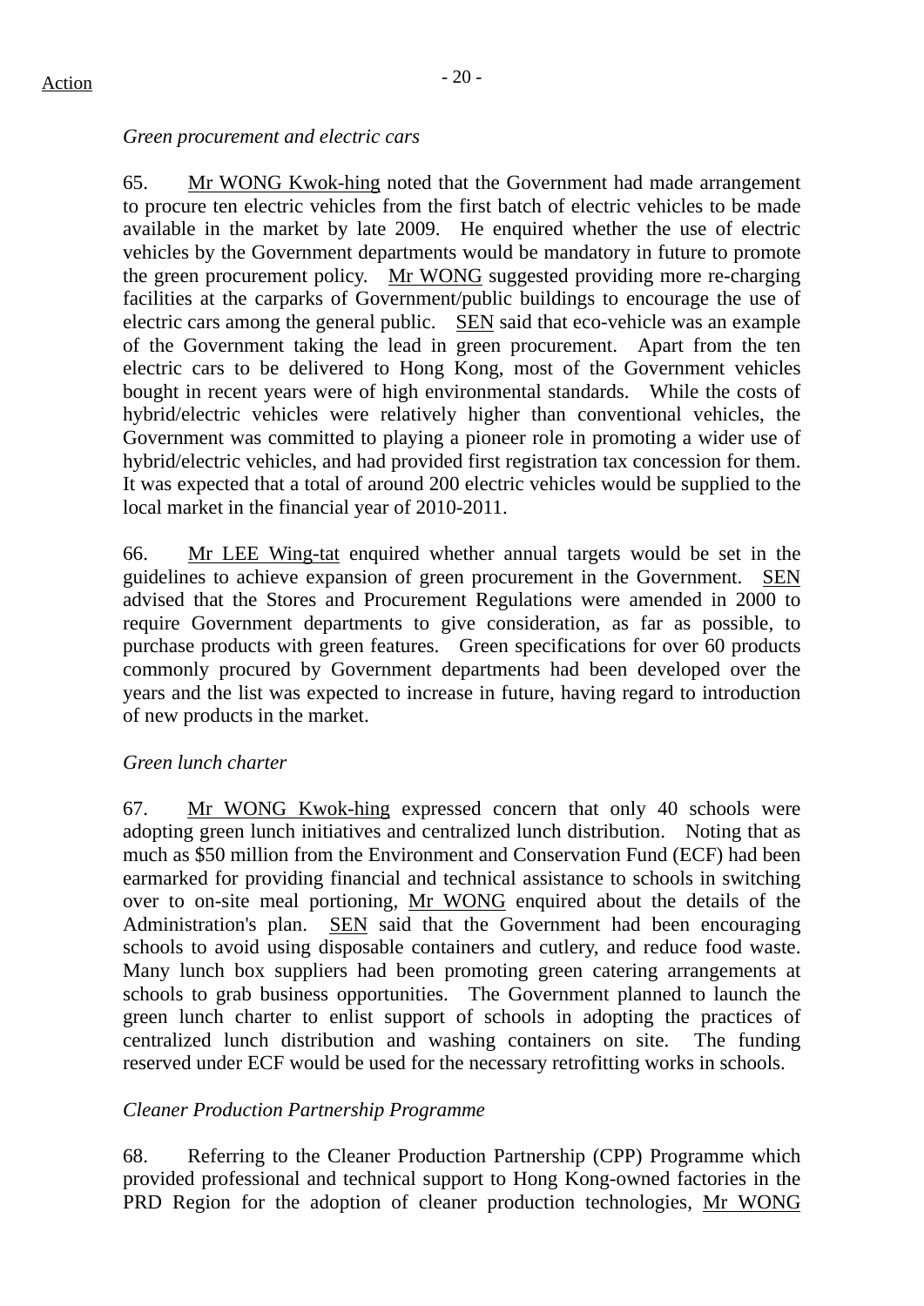Action

*Green procurement and electric cars*

65. Mr WONG Kwok-hing noted that the Government had made arrangement to procure ten electric vehicles from the first batch of electric vehicles to be made available in the market by late 2009. He enquired whether the use of electric vehicles by the Government departments would be mandatory in future to promote the green procurement policy. Mr WONG suggested providing more re-charging facilities at the carparks of Government/public buildings to encourage the use of electric cars among the general public. SEN said that eco-vehicle was an example of the Government taking the lead in green procurement. Apart from the ten electric cars to be delivered to Hong Kong, most of the Government vehicles bought in recent years were of high environmental standards. While the costs of hybrid/electric vehicles were relatively higher than conventional vehicles, the Government was committed to playing a pioneer role in promoting a wider use of hybrid/electric vehicles, and had provided first registration tax concession for them. It was expected that a total of around 200 electric vehicles would be supplied to the local market in the financial year of 2010-2011.

66. Mr LEE Wing-tat enquired whether annual targets would be set in the guidelines to achieve expansion of green procurement in the Government. SEN advised that the Stores and Procurement Regulations were amended in 2000 to require Government departments to give consideration, as far as possible, to purchase products with green features. Green specifications for over 60 products commonly procured by Government departments had been developed over the years and the list was expected to increase in future, having regard to introduction of new products in the market.

*Green lunch charter*

67. Mr WONG Kwok-hing expressed concern that only 40 schools were adopting green lunch initiatives and centralized lunch distribution. Noting that as much as $50 million from the Environment and Conservation Fund (ECF) had been earmarked for providing financial and technical assistance to schools in switching over to on-site meal portioning, Mr WONG enquired about the details of the Administration's plan. SEN said that the Government had been encouraging schools to avoid using disposable containers and cutlery, and reduce food waste. Many lunch box suppliers had been promoting green catering arrangements at schools to grab business opportunities. The Government planned to launch the green lunch charter to enlist support of schools in adopting the practices of centralized lunch distribution and washing containers on site. The funding reserved under ECF would be used for the necessary retrofitting works in schools.

*Cleaner Production Partnership Programme*

68. Referring to the Cleaner Production Partnership (CPP) Programme which provided professional and technical support to Hong Kong-owned factories in the PRD Region for the adoption of cleaner production technologies, Mr WONG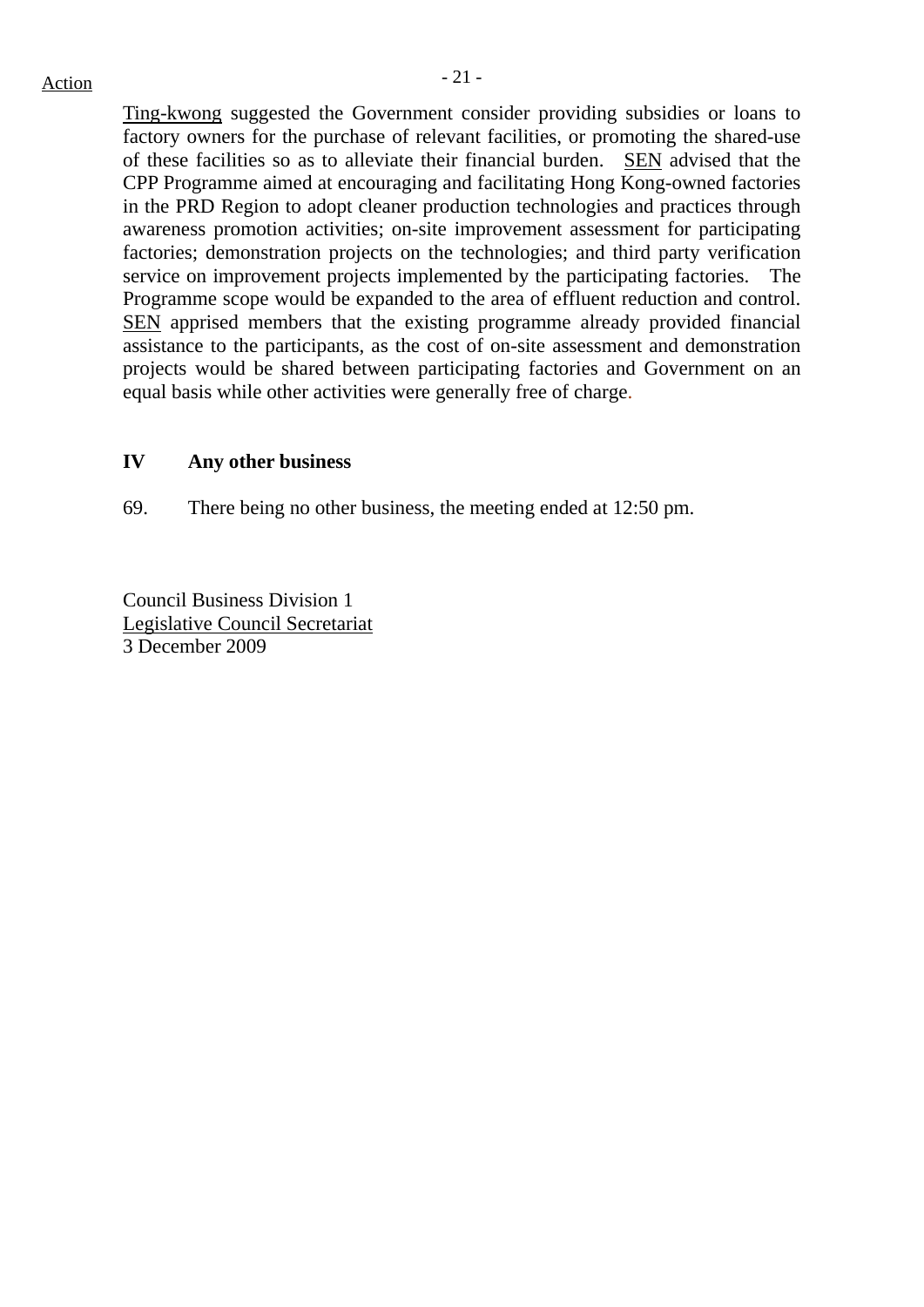Ting-kwong suggested the Government consider providing subsidies or loans to factory owners for the purchase of relevant facilities, or promoting the shared-use of these facilities so as to alleviate their financial burden. SEN advised that the CPP Programme aimed at encouraging and facilitating Hong Kong-owned factories in the PRD Region to adopt cleaner production technologies and practices through awareness promotion activities; on-site improvement assessment for participating factories; demonstration projects on the technologies; and third party verification service on improvement projects implemented by the participating factories. The Programme scope would be expanded to the area of effluent reduction and control. SEN apprised members that the existing programme already provided financial assistance to the participants, as the cost of on-site assessment and demonstration projects would be shared between participating factories and Government on an equal basis while other activities were generally free of charge.

## IV Any other business

69. There being no other business, the meeting ended at 12:50 pm.

Council Business Division 1
Legislative Council Secretariat
3 December 2009